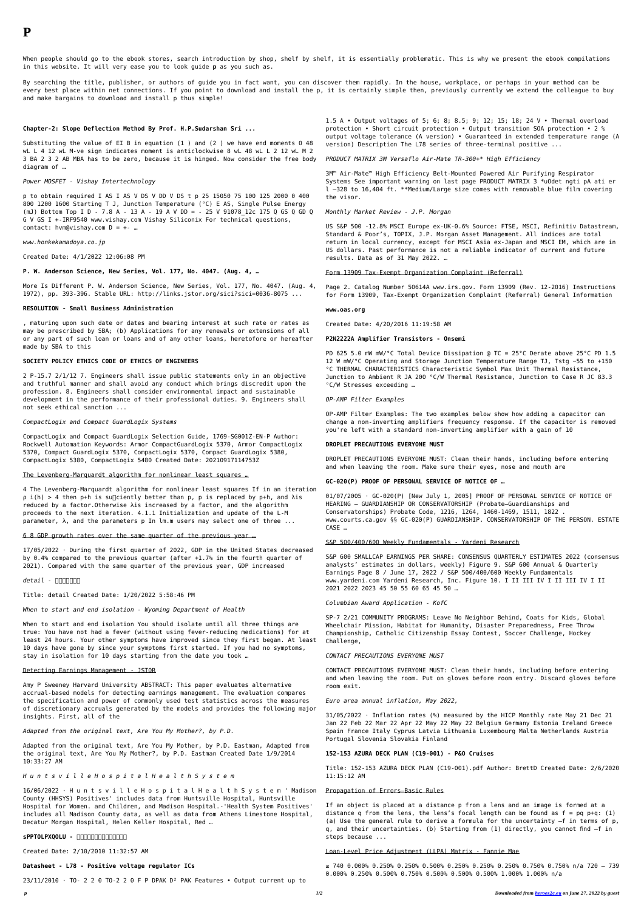# P

When people should go to the ebook stores, search introduction by shop, shelf by shelf, it is essentially problematic. This is why we present the ebook compilations in this website. It will very ease you to look guide **p** as you such as.

By searching the title, publisher, or authors of guide you in fact want, you can discover them rapidly. In the house, workplace, or perhaps in your method can be every best place within net connections. If you point to download and install the p, it is certainly simple then, previously currently we extend the colleague to buy and make bargains to download and install p thus simple!

**Chapter-2: Slope Deflection Method By Prof. H.P.Sudarshan Sri ...**

Substituting the value of EI B in equation (1 ) and (2 ) we have end moments 0 48 wL L 4 12 wL M-ve sign indicates moment is anticlockwise 8 wL 48 wL L 2 12 wL M 2 3 BA 2 3 2 AB MBA has to be zero, because it is hinged. Now consider the free body diagram of …

*Power MOSFET - Vishay Intertechnology*

p to obtain required I AS I AS V DS V DD V DS t p 25 15050 75 100 125 2000 0 400 800 1200 1600 Starting T J, Junction Temperature (°C) E AS, Single Pulse Energy (mJ) Bottom Top I D - 7.8 A - 13 A - 19 A V DD = - 25 V 91078_12c 175 Q GS Q GD Q G V GS I +-IRF9540 www.vishay.com Vishay Siliconix For technical questions, contact: hvm@vishay.com D = +- …

*www.honkekamadoya.co.jp*

Created Date: 4/1/2022 12:06:08 PM

**P. W. Anderson Science, New Series, Vol. 177, No. 4047. (Aug. 4, …**

More Is Different P. W. Anderson Science, New Series, Vol. 177, No. 4047. (Aug. 4, 1972), pp. 393-396. Stable URL: http://links.jstor.org/sici?sici=0036-8075 ...

**RESOLUTION - Small Business Administration**

, maturing upon such date or dates and bearing interest at such rate or rates as may be prescribed by SBA; (b) Applications for any renewals or extensions of all or any part of such loan or loans and of any other loans, heretofore or hereafter made by SBA to this

**SOCIETY POLICY ETHICS CODE OF ETHICS OF ENGINEERS**

2 P-15.7 2/1/12 7. Engineers shall issue public statements only in an objective and truthful manner and shall avoid any conduct which brings discredit upon the profession. 8. Engineers shall consider environmental impact and sustainable development in the performance of their professional duties. 9. Engineers shall not seek ethical sanction ...

*CompactLogix and Compact GuardLogix Systems*

CompactLogix and Compact GuardLogix Selection Guide, 1769-SG001Z-EN-P Author: Rockwell Automation Keywords: Armor CompactGuardLogix 5370, Armor CompactLogix 5370, Compact GuardLogix 5370, CompactLogix 5370, Compact GuardLogix 5380, CompactLogix 5380, CompactLogix 5480 Created Date: 20210917114753Z

The Levenberg-Marquardt algorithm for nonlinear least squares …

4 The Levenberg-Marquardt algorithm for nonlinear least squares If in an iteration ρ i(h) > 4 then p+h is su ciently better than p, p is replaced by p+h, and λis reduced by a factor.Otherwise λis increased by a factor, and the algorithm proceeds to the next iteration. 4.1.1 Initialization and update of the L-M parameter, λ, and the parameters p In lm.m users may select one of three ...

6 8 GDP growth rates over the same quarter of the previous year …

17/05/2022 · During the first quarter of 2022, GDP in the United States decreased by 0.4% compared to the previous quarter (after +1.7% in the fourth quarter of 2021). Compared with the same quarter of the previous year, GDP increased

*detail - □□□□□□*

Title: detail Created Date: 1/20/2022 5:58:46 PM

*When to start and end isolation - Wyoming Department of Health*

When to start and end isolation You should isolate until all three things are true: You have not had a fever (without using fever-reducing medications) for at least 24 hours. Your other symptoms have improved since they first began. At least 10 days have gone by since your symptoms first started. If you had no symptoms, stay in isolation for 10 days starting from the date you took …

Detecting Earnings Management - JSTOR

Amy P Sweeney Harvard University ABSTRACT: This paper evaluates alternative accrual-based models for detecting earnings management. The evaluation compares the specification and power of commonly used test statistics across the measures of discretionary accruals generated by the models and provides the following major insights. First, all of the

*Adapted from the original text, Are You My Mother?, by P.D.*

Adapted from the original text, Are You My Mother, by P.D. Eastman, Adapted from the original text, Are You My Mother?, by P.D. Eastman Created Date 1/9/2014 10:33:27 AM

*H u n t s v i l l e H o s p i t a l H e a l t h S y s t e m*

16/06/2022 · H u n t s v i l l e H o s p i t a l H e a l t h S y s t e m ' Madison County (HHSYS) Positives' includes data from Huntsville Hospital, Huntsville Hospital for Women. and Children, and Madison Hospital.-'Health System Positives' includes all Madison County data, as well as data from Athens Limestone Hospital, Decatur Morgan Hospital, Helen Keller Hospital, Red …

**sPPTOLPXQOLU - □□□□□□□□□□□□□**

Created Date: 2/10/2010 11:32:57 AM

**Datasheet - L78 - Positive voltage regulator ICs**

23/11/2010 · TO- 2 2 0 TO-2 2 0 F P DPAK D² PAK Features • Output current up to 1.5 A • Output voltages of 5; 6; 8; 8.5; 9; 12; 15; 18; 24 V • Thermal overload protection • Short circuit protection • Output transition SOA protection • 2 % output voltage tolerance (A version) • Guaranteed in extended temperature range (A version) Description The L78 series of three-terminal positive ...

*PRODUCT MATRIX 3M Versaflo Air-Mate TR-300+* High Efficiency*

3M™ Air-Mate™ High Efficiency Belt-Mounted Powered Air Purifying Respirator Systems See important warning on last page PRODUCT MATRIX 3 *uOdet ngti pA ati er l –328 to 16,404 ft. **Medium/Large size comes with removable blue film covering the visor.

*Monthly Market Review - J.P. Morgan*

US S&P 500 -12.8% MSCI Europe ex-UK-0.6% Source: FTSE, MSCI, Refinitiv Datastream, Standard & Poor's, TOPIX, J.P. Morgan Asset Management. All indices are total return in local currency, except for MSCI Asia ex-Japan and MSCI EM, which are in US dollars. Past performance is not a reliable indicator of current and future results. Data as of 31 May 2022. …

Form 13909 Tax-Exempt Organization Complaint (Referral)

Page 2. Catalog Number 50614A www.irs.gov. Form 13909 (Rev. 12-2016) Instructions for Form 13909, Tax-Exempt Organization Complaint (Referral) General Information

**www.oas.org**

Created Date: 4/20/2016 11:19:58 AM

**P2N2222A Amplifier Transistors - Onsemi**

PD 625 5.0 mW mW/°C Total Device Dissipation @ TC = 25°C Derate above 25°C PD 1.5 12 W mW/°C Operating and Storage Junction Temperature Range TJ, Tstg −55 to +150 °C THERMAL CHARACTERISTICS Characteristic Symbol Max Unit Thermal Resistance, Junction to Ambient R JA 200 °C/W Thermal Resistance, Junction to Case R JC 83.3 °C/W Stresses exceeding …

*OP-AMP Filter Examples*

OP-AMP Filter Examples: The two examples below show how adding a capacitor can change a non-inverting amplifiers frequency response. If the capacitor is removed you're left with a standard non-inverting amplifier with a gain of 10

**DROPLET PRECAUTIONS EVERYONE MUST**

DROPLET PRECAUTIONS EVERYONE MUST: Clean their hands, including before entering and when leaving the room. Make sure their eyes, nose and mouth are

**GC-020(P) PROOF OF PERSONAL SERVICE OF NOTICE OF …**

01/07/2005 · GC-020(P) [New July 1, 2005] PROOF OF PERSONAL SERVICE OF NOTICE OF HEARING — GUARDIANSHIP OR CONSERVATORSHIP (Probate—Guardianships and Conservatorships) Probate Code, 1216, 1264, 1460-1469, 1511, 1822 . www.courts.ca.gov §§ GC-020(P) GUARDIANSHIP. CONSERVATORSHIP OF THE PERSON. ESTATE CASE …

S&P 500/400/600 Weekly Fundamentals - Yardeni Research

S&P 600 SMALLCAP EARNINGS PER SHARE: CONSENSUS QUARTERLY ESTIMATES 2022 (consensus analysts' estimates in dollars, weekly) Figure 9. S&P 600 Annual & Quarterly Earnings Page 8 / June 17, 2022 / S&P 500/400/600 Weekly Fundamentals www.yardeni.com Yardeni Research, Inc. Figure 10. I II III IV I II III IV I II 2021 2022 2023 45 50 55 60 65 45 50 …

*Columbian Award Application - KofC*

SP-7 2/21 COMMUNITY PROGRAMS: Leave No Neighbor Behind, Coats for Kids, Global Wheelchair Mission, Habitat for Humanity, Disaster Preparedness, Free Throw Championship, Catholic Citizenship Essay Contest, Soccer Challenge, Hockey Challenge,

*CONTACT PRECAUTIONS EVERYONE MUST*

CONTACT PRECAUTIONS EVERYONE MUST: Clean their hands, including before entering and when leaving the room. Put on gloves before room entry. Discard gloves before room exit.

*Euro area annual inflation, May 2022,*

31/05/2022 · Inflation rates (%) measured by the HICP Monthly rate May 21 Dec 21 Jan 22 Feb 22 Mar 22 Apr 22 May 22 May 22 Belgium Germany Estonia Ireland Greece Spain France Italy Cyprus Latvia Lithuania Luxembourg Malta Netherlands Austria Portugal Slovenia Slovakia Finland

**152-153 AZURA DECK PLAN (C19-001) - P&O Cruises**

Title: 152-153 AZURA DECK PLAN (C19-001).pdf Author: BrettD Created Date: 2/6/2020 11:15:12 AM

Propagation of Errors—Basic Rules

If an object is placed at a distance p from a lens and an image is formed at a distance q from the lens, the lens's focal length can be found as f = pq p+q: (1) (a) Use the general rule to derive a formula for the uncertainty –f in terms of p, q, and their uncertainties. (b) Starting from (1) directly, you cannot find –f in steps because ...

Loan-Level Price Adjustment (LLPA) Matrix - Fannie Mae

≥ 740 0.000% 0.250% 0.250% 0.500% 0.250% 0.250% 0.250% 0.750% 0.750% n/a 720 – 739 0.000% 0.250% 0.500% 0.750% 0.500% 0.500% 0.500% 1.000% 1.000% n/a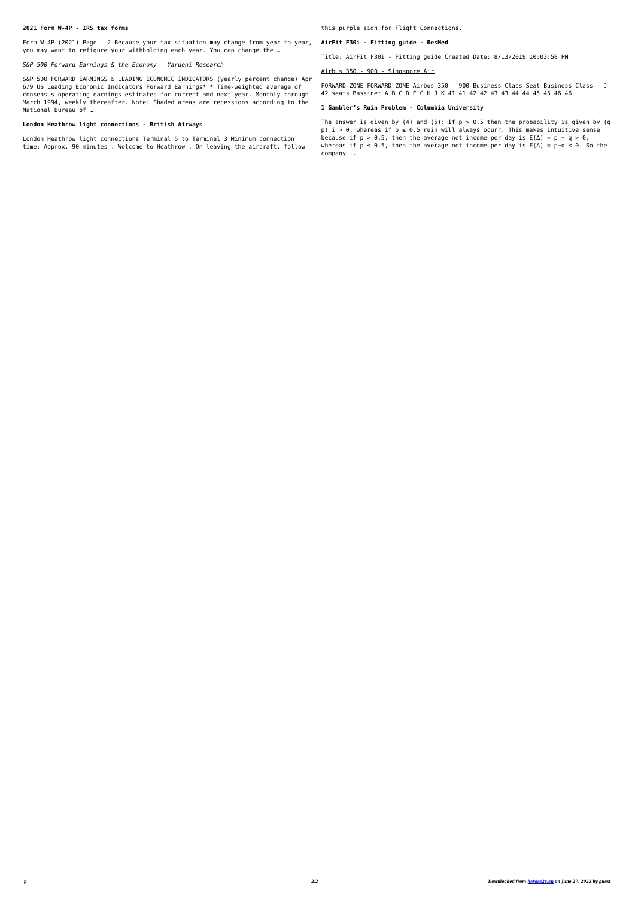**2021 Form W-4P - IRS tax forms**

Form W-4P (2021) Page . 2 Because your tax situation may change from year to year, you may want to refigure your withholding each year. You can change the …

*S&P 500 Forward Earnings & the Economy - Yardeni Research*

S&P 500 FORWARD EARNINGS & LEADING ECONOMIC INDICATORS (yearly percent change) Apr 6/9 US Leading Economic Indicators Forward Earnings* * Time-weighted average of consensus operating earnings estimates for current and next year. Monthly through March 1994, weekly thereafter. Note: Shaded areas are recessions according to the National Bureau of …

**London Heathrow light connections - British Airways**

London Heathrow light connections Terminal 5 to Terminal 3 Minimum connection time: Approx. 90 minutes . Welcome to Heathrow . On leaving the aircraft, follow this purple sign for Flight Connections.

**AirFit F30i - Fitting guide - ResMed**

Title: AirFit F30i - Fitting guide Created Date: 8/13/2019 10:03:58 PM

Airbus 350 - 900 - Singapore Air

FORWARD ZONE FORWARD ZONE Airbus 350 - 900 Business Class Seat Business Class - J 42 seats Bassinet A B C D E G H J K 41 41 42 42 43 43 44 44 45 45 46 46

**1 Gambler's Ruin Problem - Columbia University**

The answer is given by (4) and (5): If $p > 0.5$ then the probability is given by (q p) i > 0, whereas if $p \le 0.5$ ruin will always ocurr. This makes intuitive sense because if $p > 0.5$, then the average net income per day is $E(\Delta) = p - q > 0$, whereas if $p \le 0.5$, then the average net income per day is $E(\Delta) = p - q \le 0$. So the company ...